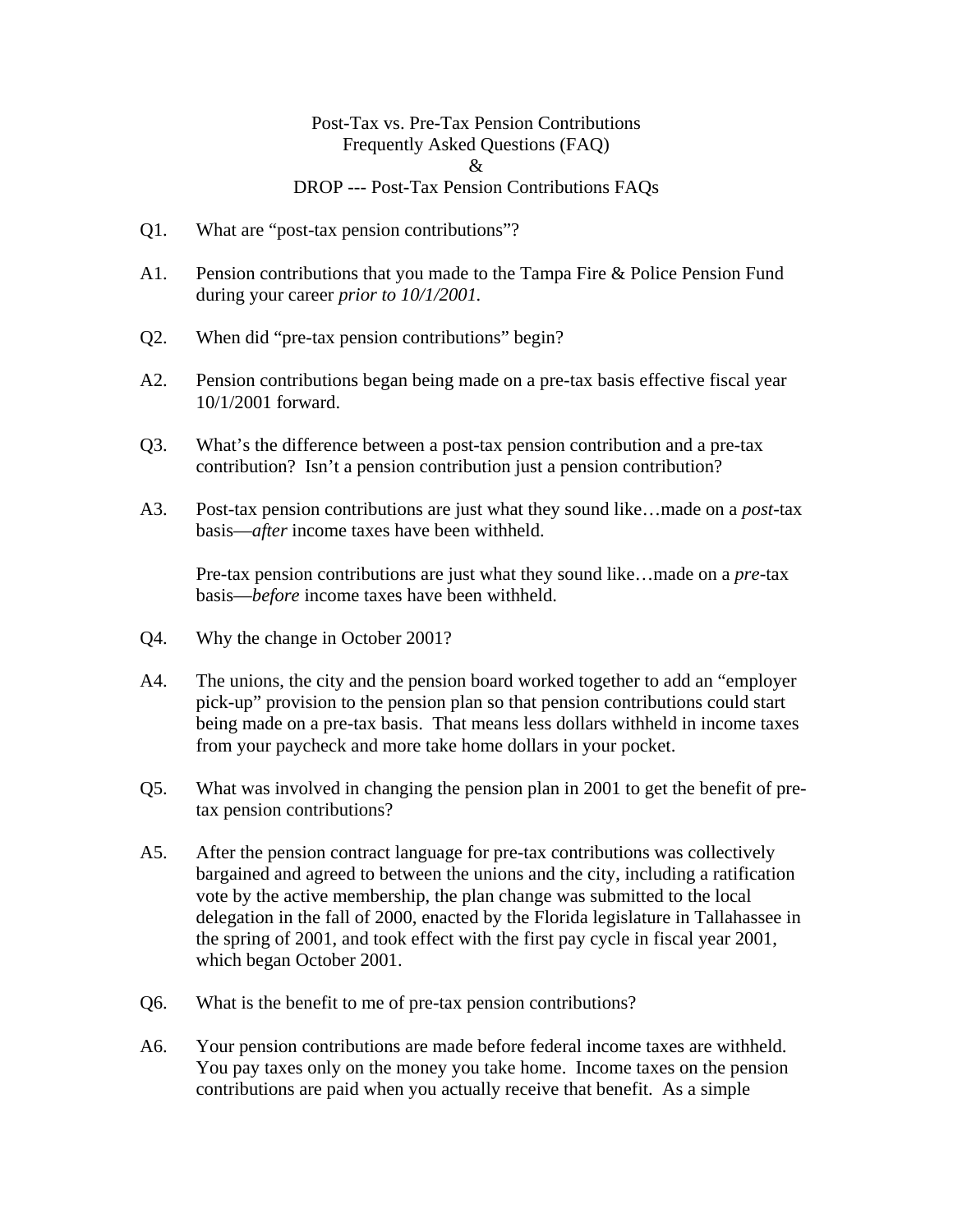# Post-Tax vs. Pre-Tax Pension Contributions
## Frequently Asked Questions (FAQ)
## &
## DROP --- Post-Tax Pension Contributions FAQs

Q1. What are "post-tax pension contributions"?

A1. Pension contributions that you made to the Tampa Fire & Police Pension Fund during your career *prior to 10/1/2001.*

Q2. When did "pre-tax pension contributions" begin?

A2. Pension contributions began being made on a pre-tax basis effective fiscal year 10/1/2001 forward.

Q3. What's the difference between a post-tax pension contribution and a pre-tax contribution? Isn't a pension contribution just a pension contribution?

A3. Post-tax pension contributions are just what they sound like…made on a *post*-tax basis—*after* income taxes have been withheld.

Pre-tax pension contributions are just what they sound like…made on a *pre*-tax basis—*before* income taxes have been withheld.

Q4. Why the change in October 2001?

A4. The unions, the city and the pension board worked together to add an "employer pick-up" provision to the pension plan so that pension contributions could start being made on a pre-tax basis. That means less dollars withheld in income taxes from your paycheck and more take home dollars in your pocket.

Q5. What was involved in changing the pension plan in 2001 to get the benefit of pre-tax pension contributions?

A5. After the pension contract language for pre-tax contributions was collectively bargained and agreed to between the unions and the city, including a ratification vote by the active membership, the plan change was submitted to the local delegation in the fall of 2000, enacted by the Florida legislature in Tallahassee in the spring of 2001, and took effect with the first pay cycle in fiscal year 2001, which began October 2001.

Q6. What is the benefit to me of pre-tax pension contributions?

A6. Your pension contributions are made before federal income taxes are withheld. You pay taxes only on the money you take home. Income taxes on the pension contributions are paid when you actually receive that benefit. As a simple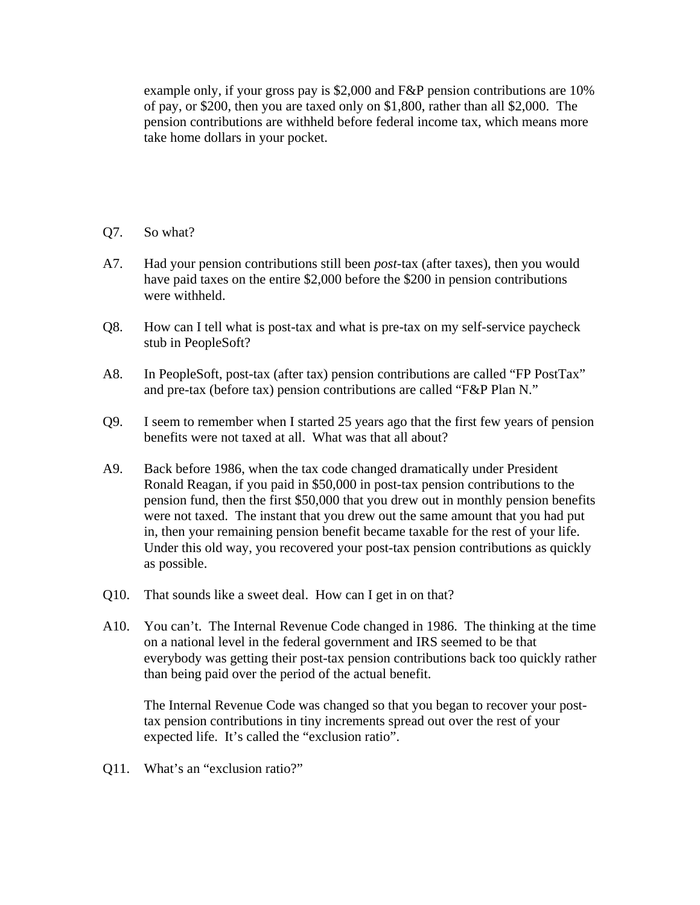example only, if your gross pay is $2,000 and F&P pension contributions are 10% of pay, or $200, then you are taxed only on $1,800, rather than all $2,000. The pension contributions are withheld before federal income tax, which means more take home dollars in your pocket.

Q7. So what?

A7. Had your pension contributions still been *post*-tax (after taxes), then you would have paid taxes on the entire $2,000 before the $200 in pension contributions were withheld.

Q8. How can I tell what is post-tax and what is pre-tax on my self-service paycheck stub in PeopleSoft?

A8. In PeopleSoft, post-tax (after tax) pension contributions are called "FP PostTax" and pre-tax (before tax) pension contributions are called "F&P Plan N."

Q9. I seem to remember when I started 25 years ago that the first few years of pension benefits were not taxed at all. What was that all about?

A9. Back before 1986, when the tax code changed dramatically under President Ronald Reagan, if you paid in $50,000 in post-tax pension contributions to the pension fund, then the first $50,000 that you drew out in monthly pension benefits were not taxed. The instant that you drew out the same amount that you had put in, then your remaining pension benefit became taxable for the rest of your life. Under this old way, you recovered your post-tax pension contributions as quickly as possible.

Q10. That sounds like a sweet deal. How can I get in on that?

A10. You can't. The Internal Revenue Code changed in 1986. The thinking at the time on a national level in the federal government and IRS seemed to be that everybody was getting their post-tax pension contributions back too quickly rather than being paid over the period of the actual benefit.

The Internal Revenue Code was changed so that you began to recover your post-tax pension contributions in tiny increments spread out over the rest of your expected life. It's called the "exclusion ratio".

Q11. What's an "exclusion ratio?"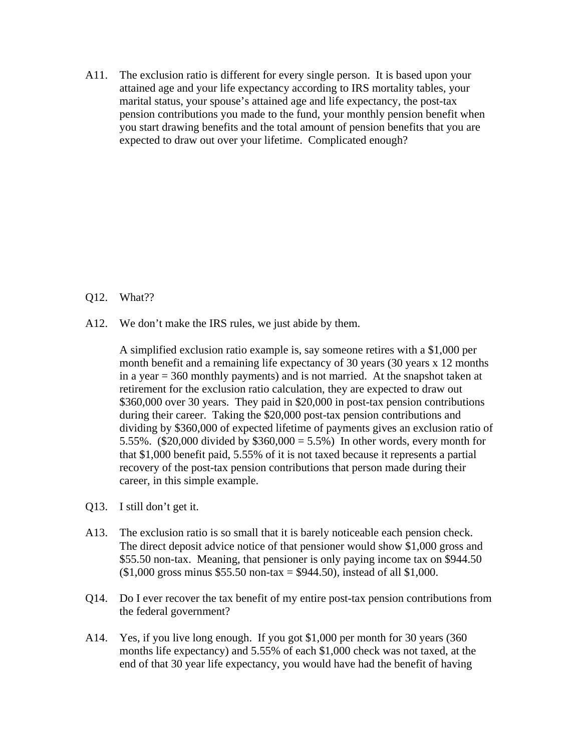A11. The exclusion ratio is different for every single person. It is based upon your attained age and your life expectancy according to IRS mortality tables, your marital status, your spouse's attained age and life expectancy, the post-tax pension contributions you made to the fund, your monthly pension benefit when you start drawing benefits and the total amount of pension benefits that you are expected to draw out over your lifetime. Complicated enough?

Q12. What??

A12. We don't make the IRS rules, we just abide by them.

A simplified exclusion ratio example is, say someone retires with a $1,000 per month benefit and a remaining life expectancy of 30 years (30 years x 12 months in a year = 360 monthly payments) and is not married. At the snapshot taken at retirement for the exclusion ratio calculation, they are expected to draw out $360,000 over 30 years. They paid in $20,000 in post-tax pension contributions during their career. Taking the $20,000 post-tax pension contributions and dividing by $360,000 of expected lifetime of payments gives an exclusion ratio of 5.55%. ($20,000 divided by $360,000 = 5.5%) In other words, every month for that $1,000 benefit paid, 5.55% of it is not taxed because it represents a partial recovery of the post-tax pension contributions that person made during their career, in this simple example.

Q13. I still don't get it.

A13. The exclusion ratio is so small that it is barely noticeable each pension check. The direct deposit advice notice of that pensioner would show $1,000 gross and $55.50 non-tax. Meaning, that pensioner is only paying income tax on $944.50 ($1,000 gross minus $55.50 non-tax = $944.50), instead of all $1,000.

Q14. Do I ever recover the tax benefit of my entire post-tax pension contributions from the federal government?

A14. Yes, if you live long enough. If you got $1,000 per month for 30 years (360 months life expectancy) and 5.55% of each $1,000 check was not taxed, at the end of that 30 year life expectancy, you would have had the benefit of having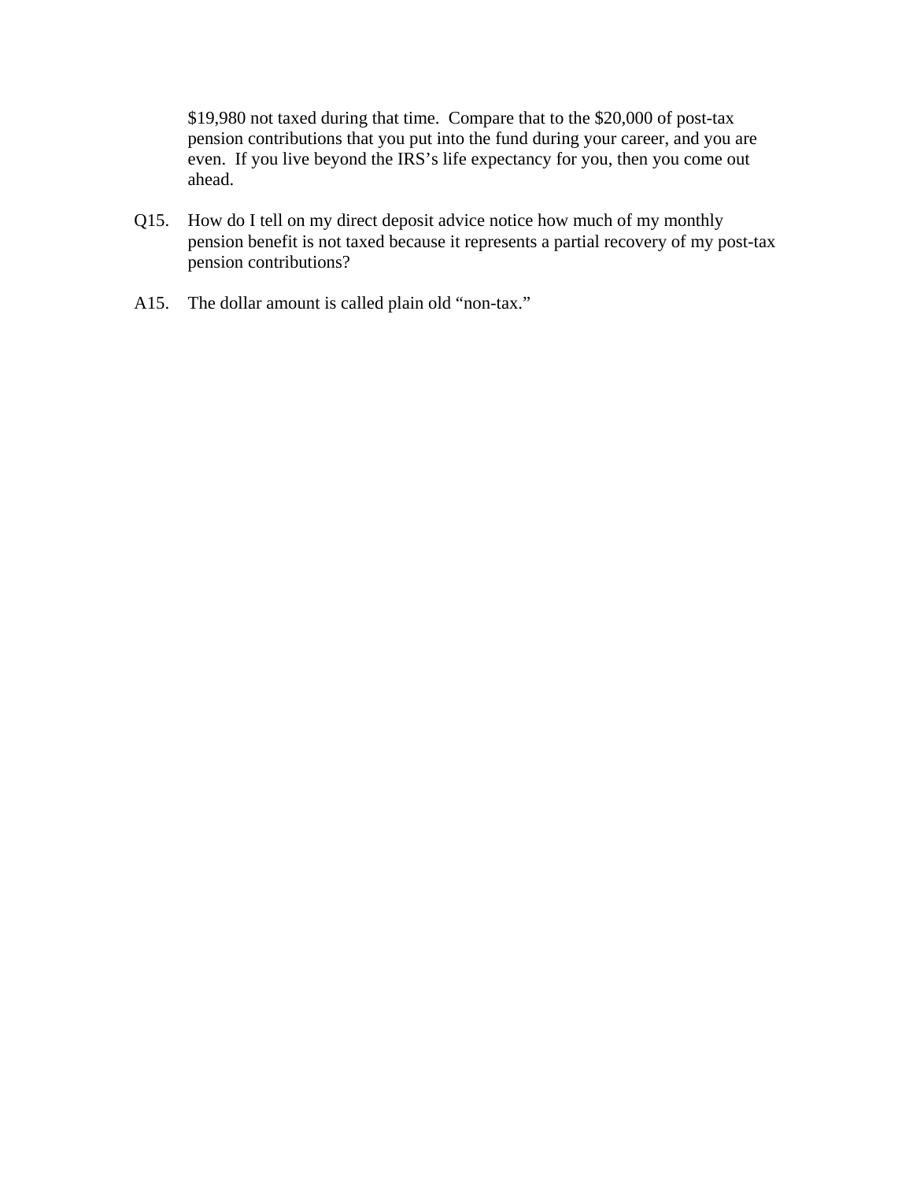$19,980 not taxed during that time. Compare that to the $20,000 of post-tax pension contributions that you put into the fund during your career, and you are even. If you live beyond the IRS's life expectancy for you, then you come out ahead.

Q15. How do I tell on my direct deposit advice notice how much of my monthly pension benefit is not taxed because it represents a partial recovery of my post-tax pension contributions?

A15. The dollar amount is called plain old "non-tax."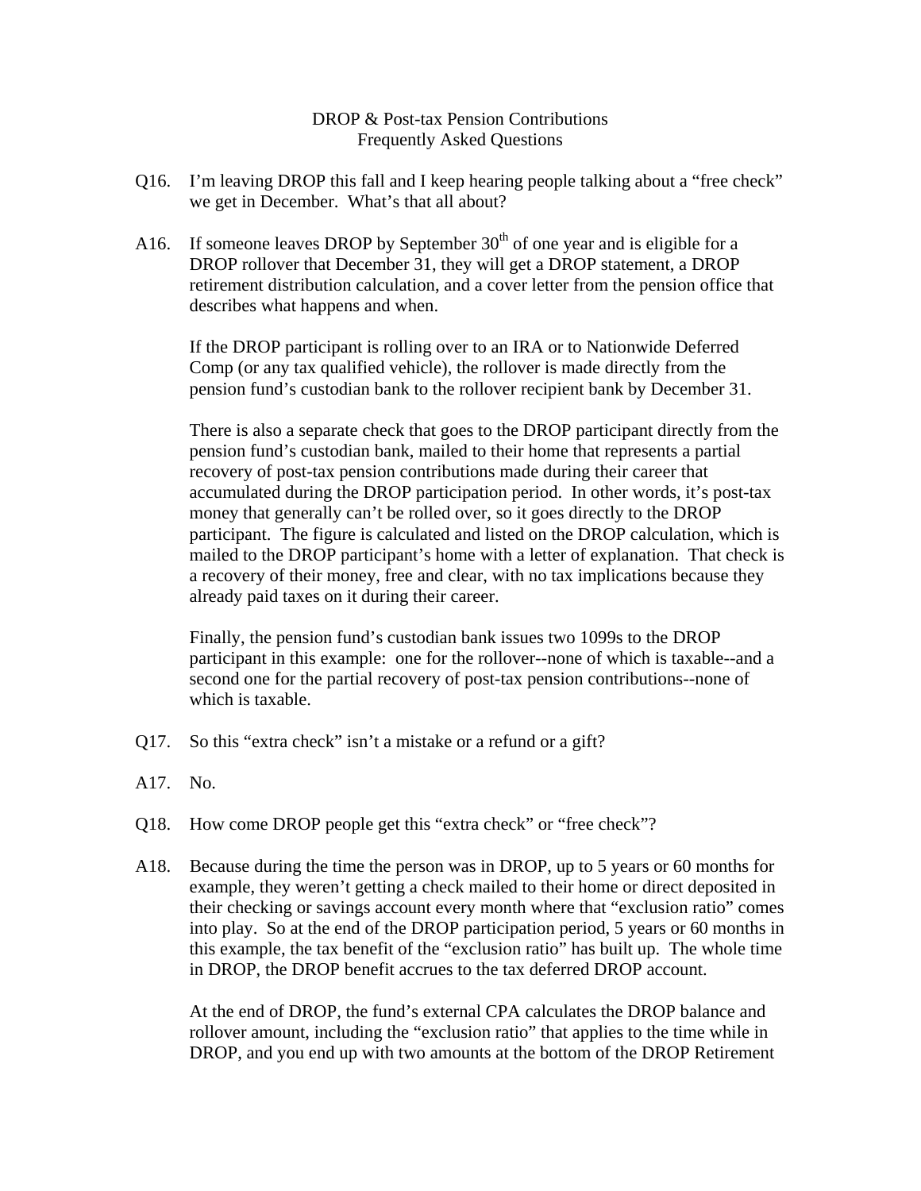DROP & Post-tax Pension Contributions
Frequently Asked Questions

Q16. I'm leaving DROP this fall and I keep hearing people talking about a "free check" we get in December. What's that all about?

A16. If someone leaves DROP by September 30th of one year and is eligible for a DROP rollover that December 31, they will get a DROP statement, a DROP retirement distribution calculation, and a cover letter from the pension office that describes what happens and when.

If the DROP participant is rolling over to an IRA or to Nationwide Deferred Comp (or any tax qualified vehicle), the rollover is made directly from the pension fund's custodian bank to the rollover recipient bank by December 31.

There is also a separate check that goes to the DROP participant directly from the pension fund's custodian bank, mailed to their home that represents a partial recovery of post-tax pension contributions made during their career that accumulated during the DROP participation period. In other words, it's post-tax money that generally can't be rolled over, so it goes directly to the DROP participant. The figure is calculated and listed on the DROP calculation, which is mailed to the DROP participant's home with a letter of explanation. That check is a recovery of their money, free and clear, with no tax implications because they already paid taxes on it during their career.

Finally, the pension fund's custodian bank issues two 1099s to the DROP participant in this example: one for the rollover--none of which is taxable--and a second one for the partial recovery of post-tax pension contributions--none of which is taxable.

Q17. So this "extra check" isn't a mistake or a refund or a gift?

A17. No.

Q18. How come DROP people get this "extra check" or "free check"?

A18. Because during the time the person was in DROP, up to 5 years or 60 months for example, they weren't getting a check mailed to their home or direct deposited in their checking or savings account every month where that "exclusion ratio" comes into play. So at the end of the DROP participation period, 5 years or 60 months in this example, the tax benefit of the "exclusion ratio" has built up. The whole time in DROP, the DROP benefit accrues to the tax deferred DROP account.

At the end of DROP, the fund's external CPA calculates the DROP balance and rollover amount, including the "exclusion ratio" that applies to the time while in DROP, and you end up with two amounts at the bottom of the DROP Retirement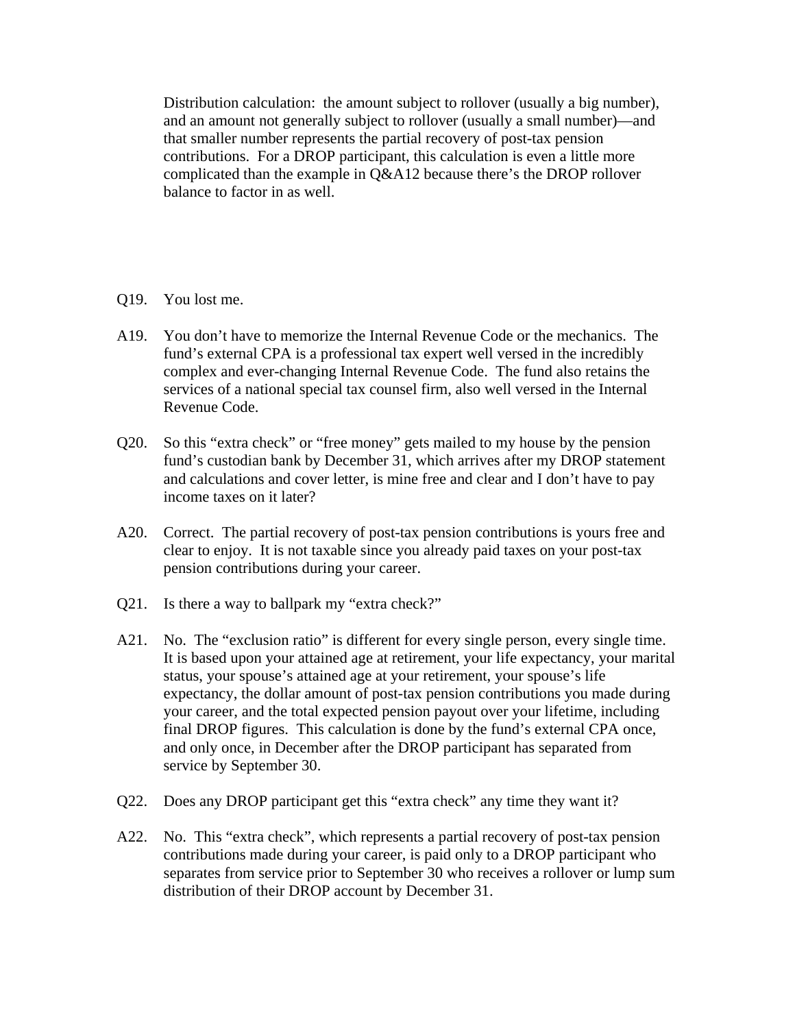Distribution calculation: the amount subject to rollover (usually a big number), and an amount not generally subject to rollover (usually a small number)—and that smaller number represents the partial recovery of post-tax pension contributions. For a DROP participant, this calculation is even a little more complicated than the example in Q&A12 because there's the DROP rollover balance to factor in as well.

Q19. You lost me.

A19. You don't have to memorize the Internal Revenue Code or the mechanics. The fund's external CPA is a professional tax expert well versed in the incredibly complex and ever-changing Internal Revenue Code. The fund also retains the services of a national special tax counsel firm, also well versed in the Internal Revenue Code.

Q20. So this "extra check" or "free money" gets mailed to my house by the pension fund's custodian bank by December 31, which arrives after my DROP statement and calculations and cover letter, is mine free and clear and I don't have to pay income taxes on it later?

A20. Correct. The partial recovery of post-tax pension contributions is yours free and clear to enjoy. It is not taxable since you already paid taxes on your post-tax pension contributions during your career.

Q21. Is there a way to ballpark my "extra check?"

A21. No. The "exclusion ratio" is different for every single person, every single time. It is based upon your attained age at retirement, your life expectancy, your marital status, your spouse's attained age at your retirement, your spouse's life expectancy, the dollar amount of post-tax pension contributions you made during your career, and the total expected pension payout over your lifetime, including final DROP figures. This calculation is done by the fund's external CPA once, and only once, in December after the DROP participant has separated from service by September 30.

Q22. Does any DROP participant get this "extra check" any time they want it?

A22. No. This "extra check", which represents a partial recovery of post-tax pension contributions made during your career, is paid only to a DROP participant who separates from service prior to September 30 who receives a rollover or lump sum distribution of their DROP account by December 31.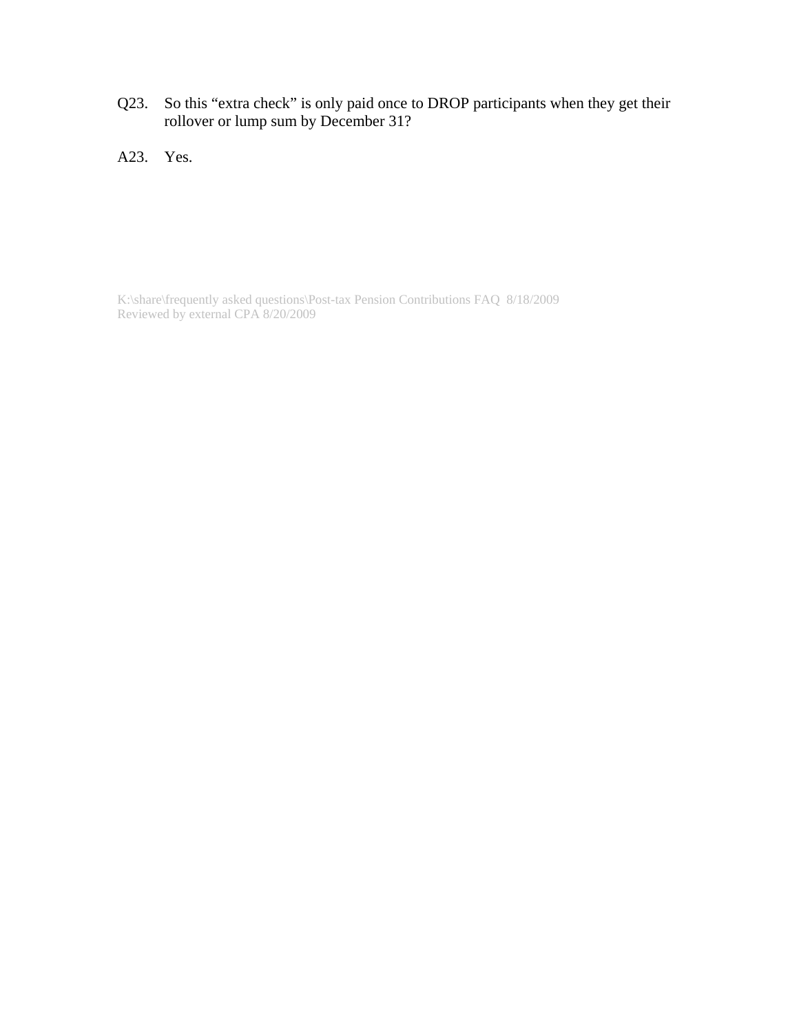Q23. So this "extra check" is only paid once to DROP participants when they get their rollover or lump sum by December 31?

A23. Yes.

K:\share\frequently asked questions\Post-tax Pension Contributions FAQ 8/18/2009
Reviewed by external CPA 8/20/2009